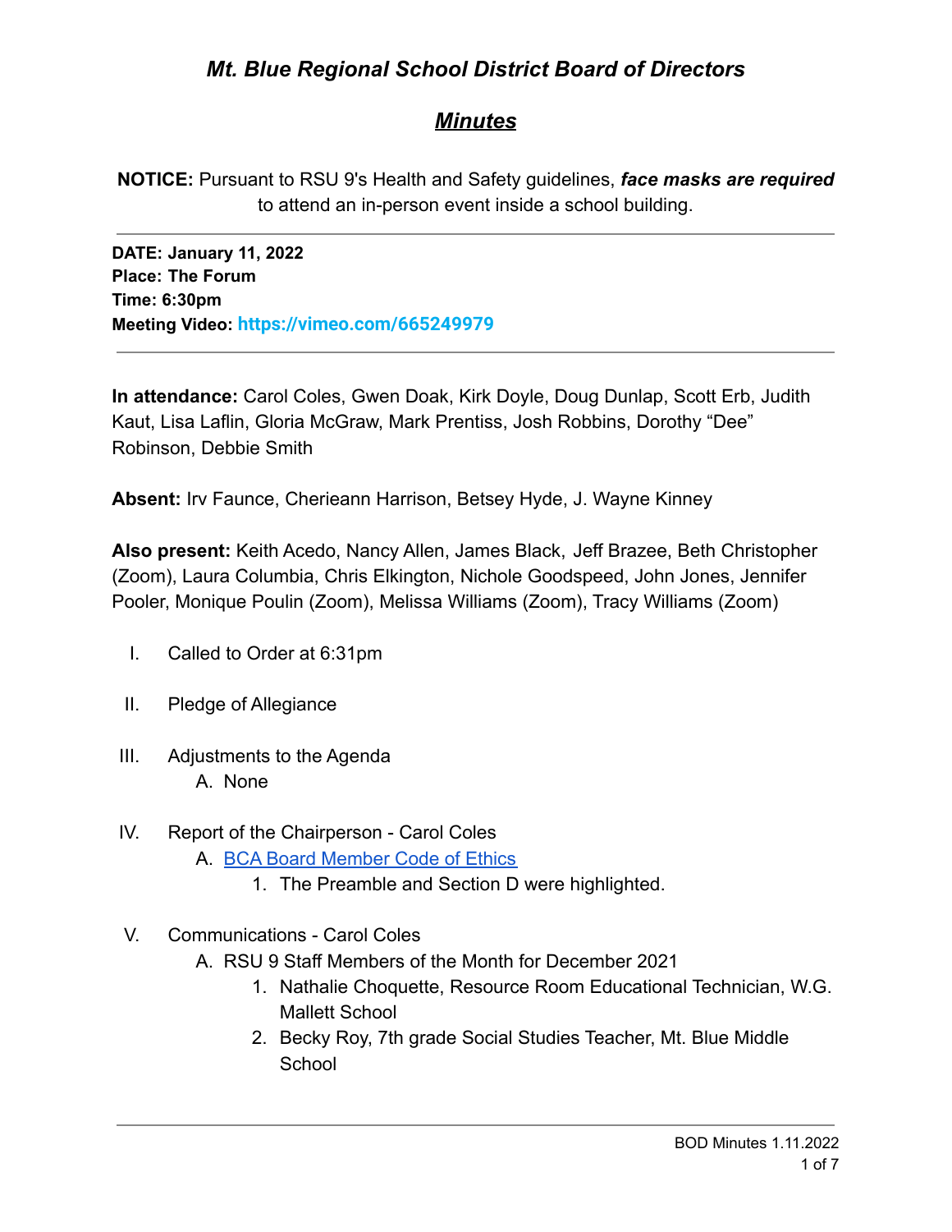# *Mt. Blue Regional School District Board of Directors*

## ***Minutes***

**NOTICE:** Pursuant to RSU 9's Health and Safety guidelines, ***face masks are required*** to attend an in-person event inside a school building.

---

**DATE: January 11, 2022**
**Place: The Forum**
**Time: 6:30pm**
**Meeting Video: https://vimeo.com/665249979**

---

**In attendance:** Carol Coles, Gwen Doak, Kirk Doyle, Doug Dunlap, Scott Erb, Judith Kaut, Lisa Laflin, Gloria McGraw, Mark Prentiss, Josh Robbins, Dorothy "Dee" Robinson, Debbie Smith

**Absent:** Irv Faunce, Cherieann Harrison, Betsey Hyde, J. Wayne Kinney

**Also present:** Keith Acedo, Nancy Allen, James Black, Jeff Brazee, Beth Christopher (Zoom), Laura Columbia, Chris Elkington, Nichole Goodspeed, John Jones, Jennifer Pooler, Monique Poulin (Zoom), Melissa Williams (Zoom), Tracy Williams (Zoom)

I. Called to Order at 6:31pm

II. Pledge of Allegiance

III. Adjustments to the Agenda
   A. None

IV. Report of the Chairperson - Carol Coles
   A. BCA Board Member Code of Ethics
      1. The Preamble and Section D were highlighted.

V. Communications - Carol Coles
   A. RSU 9 Staff Members of the Month for December 2021
      1. Nathalie Choquette, Resource Room Educational Technician, W.G. Mallett School
      2. Becky Roy, 7th grade Social Studies Teacher, Mt. Blue Middle School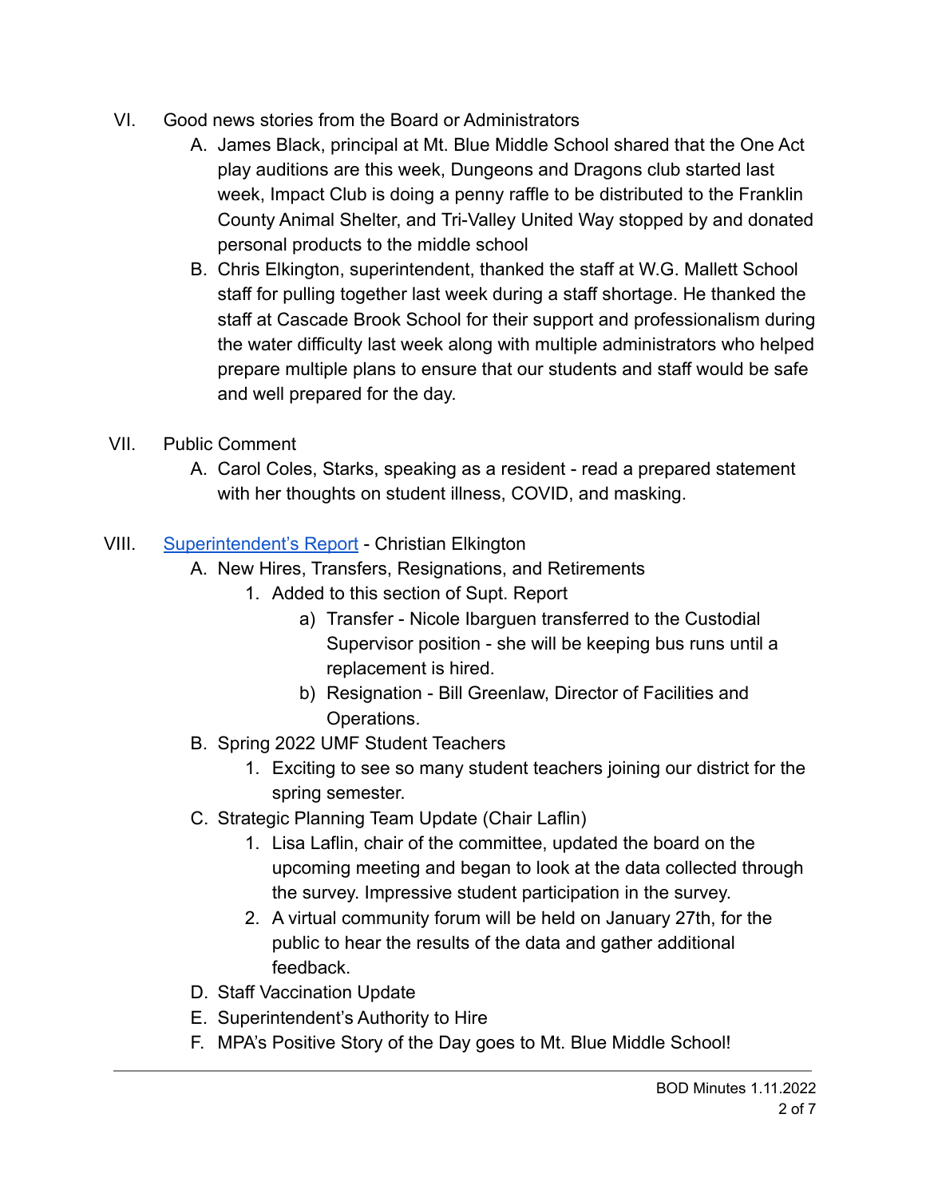VI. Good news stories from the Board or Administrators

   A. James Black, principal at Mt. Blue Middle School shared that the One Act play auditions are this week, Dungeons and Dragons club started last week, Impact Club is doing a penny raffle to be distributed to the Franklin County Animal Shelter, and Tri-Valley United Way stopped by and donated personal products to the middle school

   B. Chris Elkington, superintendent, thanked the staff at W.G. Mallett School staff for pulling together last week during a staff shortage. He thanked the staff at Cascade Brook School for their support and professionalism during the water difficulty last week along with multiple administrators who helped prepare multiple plans to ensure that our students and staff would be safe and well prepared for the day.

VII. Public Comment

   A. Carol Coles, Starks, speaking as a resident - read a prepared statement with her thoughts on student illness, COVID, and masking.

VIII. Superintendent's Report - Christian Elkington

   A. New Hires, Transfers, Resignations, and Retirements

      1. Added to this section of Supt. Report

         a) Transfer - Nicole Ibarguen transferred to the Custodial Supervisor position - she will be keeping bus runs until a replacement is hired.

         b) Resignation - Bill Greenlaw, Director of Facilities and Operations.

   B. Spring 2022 UMF Student Teachers

      1. Exciting to see so many student teachers joining our district for the spring semester.

   C. Strategic Planning Team Update (Chair Laflin)

      1. Lisa Laflin, chair of the committee, updated the board on the upcoming meeting and began to look at the data collected through the survey. Impressive student participation in the survey.

      2. A virtual community forum will be held on January 27th, for the public to hear the results of the data and gather additional feedback.

   D. Staff Vaccination Update

   E. Superintendent's Authority to Hire

   F. MPA's Positive Story of the Day goes to Mt. Blue Middle School!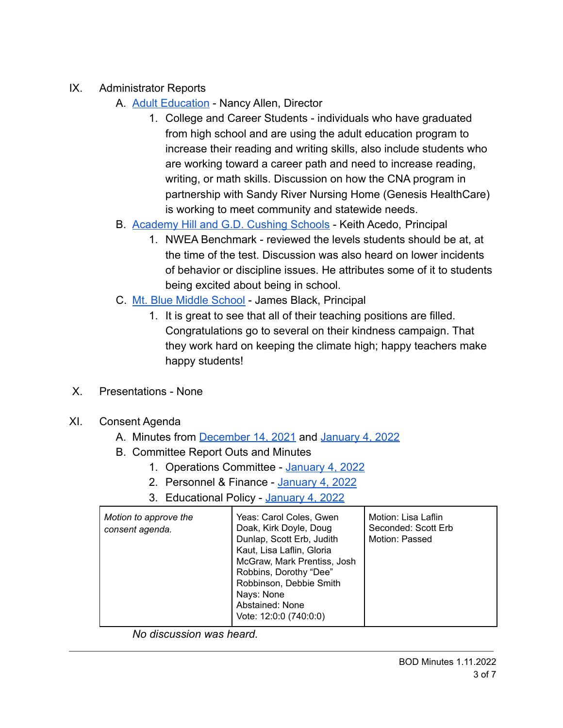IX. Administrator Reports

A. Adult Education - Nancy Allen, Director

1. College and Career Students - individuals who have graduated from high school and are using the adult education program to increase their reading and writing skills, also include students who are working toward a career path and need to increase reading, writing, or math skills. Discussion on how the CNA program in partnership with Sandy River Nursing Home (Genesis HealthCare) is working to meet community and statewide needs.

B. Academy Hill and G.D. Cushing Schools - Keith Acedo, Principal

1. NWEA Benchmark - reviewed the levels students should be at, at the time of the test. Discussion was also heard on lower incidents of behavior or discipline issues. He attributes some of it to students being excited about being in school.

C. Mt. Blue Middle School - James Black, Principal

1. It is great to see that all of their teaching positions are filled. Congratulations go to several on their kindness campaign. That they work hard on keeping the climate high; happy teachers make happy students!

X. Presentations - None

XI. Consent Agenda

A. Minutes from December 14, 2021 and January 4, 2022

B. Committee Report Outs and Minutes

1. Operations Committee - January 4, 2022
2. Personnel & Finance - January 4, 2022
3. Educational Policy - January 4, 2022

| | | |
|---|---|---|
| *Motion to approve the consent agenda.* | Yeas: Carol Coles, Gwen Doak, Kirk Doyle, Doug Dunlap, Scott Erb, Judith Kaut, Lisa Laflin, Gloria McGraw, Mark Prentiss, Josh Robbins, Dorothy "Dee" Robbinson, Debbie Smith<br>Nays: None<br>Abstained: None<br>Vote: 12:0:0 (740:0:0) | Motion: Lisa Laflin<br>Seconded: Scott Erb<br>Motion: Passed |

*No discussion was heard.*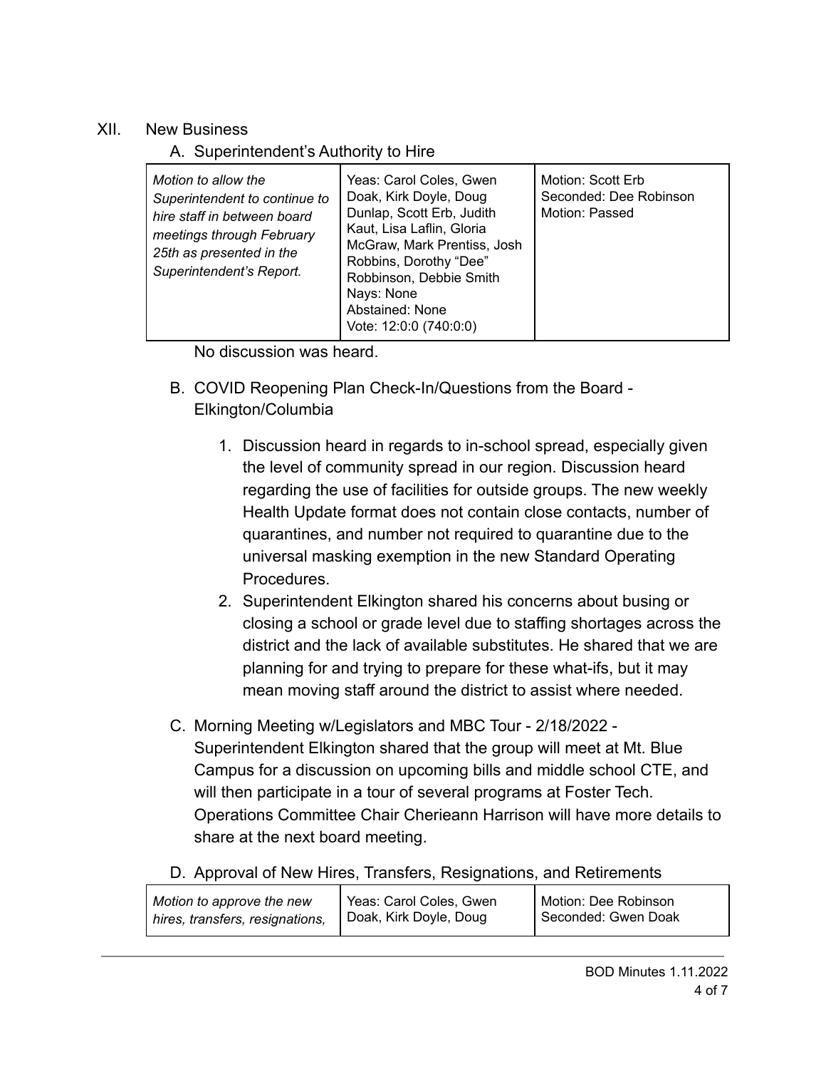## XII. New Business

### A. Superintendent's Authority to Hire

| | | |
|---|---|---|
| *Motion to allow the Superintendent to continue to hire staff in between board meetings through February 25th as presented in the Superintendent's Report.* | Yeas: Carol Coles, Gwen Doak, Kirk Doyle, Doug Dunlap, Scott Erb, Judith Kaut, Lisa Laflin, Gloria McGraw, Mark Prentiss, Josh Robbins, Dorothy "Dee" Robbinson, Debbie Smith<br>Nays: None<br>Abstained: None<br>Vote: 12:0:0 (740:0:0) | Motion: Scott Erb<br>Seconded: Dee Robinson<br>Motion: Passed |

No discussion was heard.

### B. COVID Reopening Plan Check-In/Questions from the Board - Elkington/Columbia

1. Discussion heard in regards to in-school spread, especially given the level of community spread in our region. Discussion heard regarding the use of facilities for outside groups. The new weekly Health Update format does not contain close contacts, number of quarantines, and number not required to quarantine due to the universal masking exemption in the new Standard Operating Procedures.
2. Superintendent Elkington shared his concerns about busing or closing a school or grade level due to staffing shortages across the district and the lack of available substitutes. He shared that we are planning for and trying to prepare for these what-ifs, but it may mean moving staff around the district to assist where needed.

### C. Morning Meeting w/Legislators and MBC Tour - 2/18/2022 -

Superintendent Elkington shared that the group will meet at Mt. Blue Campus for a discussion on upcoming bills and middle school CTE, and will then participate in a tour of several programs at Foster Tech. Operations Committee Chair Cherieann Harrison will have more details to share at the next board meeting.

### D. Approval of New Hires, Transfers, Resignations, and Retirements

| | | |
|---|---|---|
| *Motion to approve the new hires, transfers, resignations,* | Yeas: Carol Coles, Gwen Doak, Kirk Doyle, Doug | Motion: Dee Robinson<br>Seconded: Gwen Doak |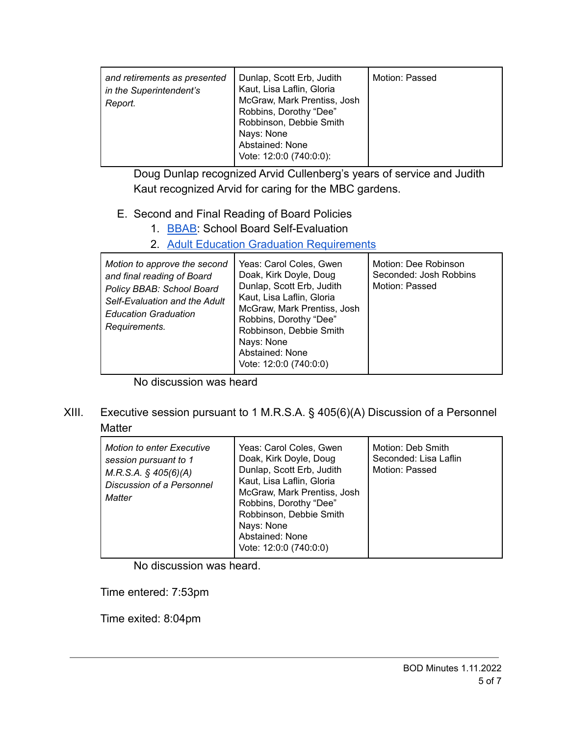| | | |
|---|---|---|
| *and retirements as presented in the Superintendent's Report.* | Dunlap, Scott Erb, Judith Kaut, Lisa Laflin, Gloria McGraw, Mark Prentiss, Josh Robbins, Dorothy "Dee" Robbinson, Debbie Smith<br>Nays: None<br>Abstained: None<br>Vote: 12:0:0 (740:0:0): | Motion: Passed |

Doug Dunlap recognized Arvid Cullenberg's years of service and Judith Kaut recognized Arvid for caring for the MBC gardens.

E. Second and Final Reading of Board Policies
   1. BBAB: School Board Self-Evaluation
   2. Adult Education Graduation Requirements

| | | |
|---|---|---|
| *Motion to approve the second and final reading of Board Policy BBAB: School Board Self-Evaluation and the Adult Education Graduation Requirements.* | Yeas: Carol Coles, Gwen Doak, Kirk Doyle, Doug Dunlap, Scott Erb, Judith Kaut, Lisa Laflin, Gloria McGraw, Mark Prentiss, Josh Robbins, Dorothy "Dee" Robbinson, Debbie Smith<br>Nays: None<br>Abstained: None<br>Vote: 12:0:0 (740:0:0) | Motion: Dee Robinson<br>Seconded: Josh Robbins<br>Motion: Passed |

No discussion was heard

XIII. Executive session pursuant to 1 M.R.S.A. § 405(6)(A) Discussion of a Personnel Matter

| | | |
|---|---|---|
| *Motion to enter Executive session pursuant to 1 M.R.S.A. § 405(6)(A) Discussion of a Personnel Matter* | Yeas: Carol Coles, Gwen Doak, Kirk Doyle, Doug Dunlap, Scott Erb, Judith Kaut, Lisa Laflin, Gloria McGraw, Mark Prentiss, Josh Robbins, Dorothy "Dee" Robbinson, Debbie Smith<br>Nays: None<br>Abstained: None<br>Vote: 12:0:0 (740:0:0) | Motion: Deb Smith<br>Seconded: Lisa Laflin<br>Motion: Passed |

No discussion was heard.

Time entered: 7:53pm

Time exited: 8:04pm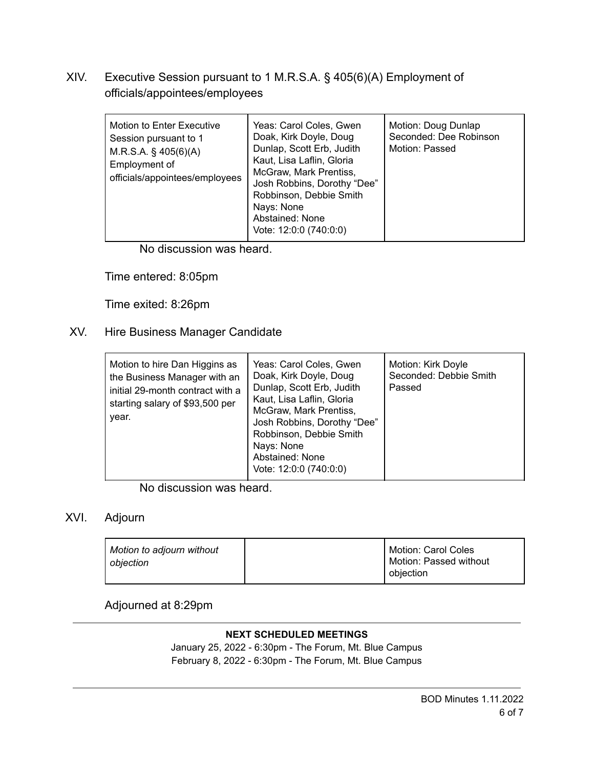## XIV. Executive Session pursuant to 1 M.R.S.A. § 405(6)(A) Employment of officials/appointees/employees

| | | |
|---|---|---|
| Motion to Enter Executive Session pursuant to 1 M.R.S.A. § 405(6)(A) Employment of officials/appointees/employees | Yeas: Carol Coles, Gwen Doak, Kirk Doyle, Doug Dunlap, Scott Erb, Judith Kaut, Lisa Laflin, Gloria McGraw, Mark Prentiss, Josh Robbins, Dorothy "Dee" Robbinson, Debbie Smith<br>Nays: None<br>Abstained: None<br>Vote: 12:0:0 (740:0:0) | Motion: Doug Dunlap<br>Seconded: Dee Robinson<br>Motion: Passed |

No discussion was heard.

Time entered: 8:05pm

Time exited: 8:26pm

## XV. Hire Business Manager Candidate

| | | |
|---|---|---|
| Motion to hire Dan Higgins as the Business Manager with an initial 29-month contract with a starting salary of $93,500 per year. | Yeas: Carol Coles, Gwen Doak, Kirk Doyle, Doug Dunlap, Scott Erb, Judith Kaut, Lisa Laflin, Gloria McGraw, Mark Prentiss, Josh Robbins, Dorothy "Dee" Robbinson, Debbie Smith<br>Nays: None<br>Abstained: None<br>Vote: 12:0:0 (740:0:0) | Motion: Kirk Doyle<br>Seconded: Debbie Smith<br>Passed |

No discussion was heard.

## XVI. Adjourn

| | | |
|---|---|---|
| *Motion to adjourn without objection* | | Motion: Carol Coles<br>Motion: Passed without objection |

Adjourned at 8:29pm

---

**NEXT SCHEDULED MEETINGS**

January 25, 2022 - 6:30pm - The Forum, Mt. Blue Campus
February 8, 2022 - 6:30pm - The Forum, Mt. Blue Campus

---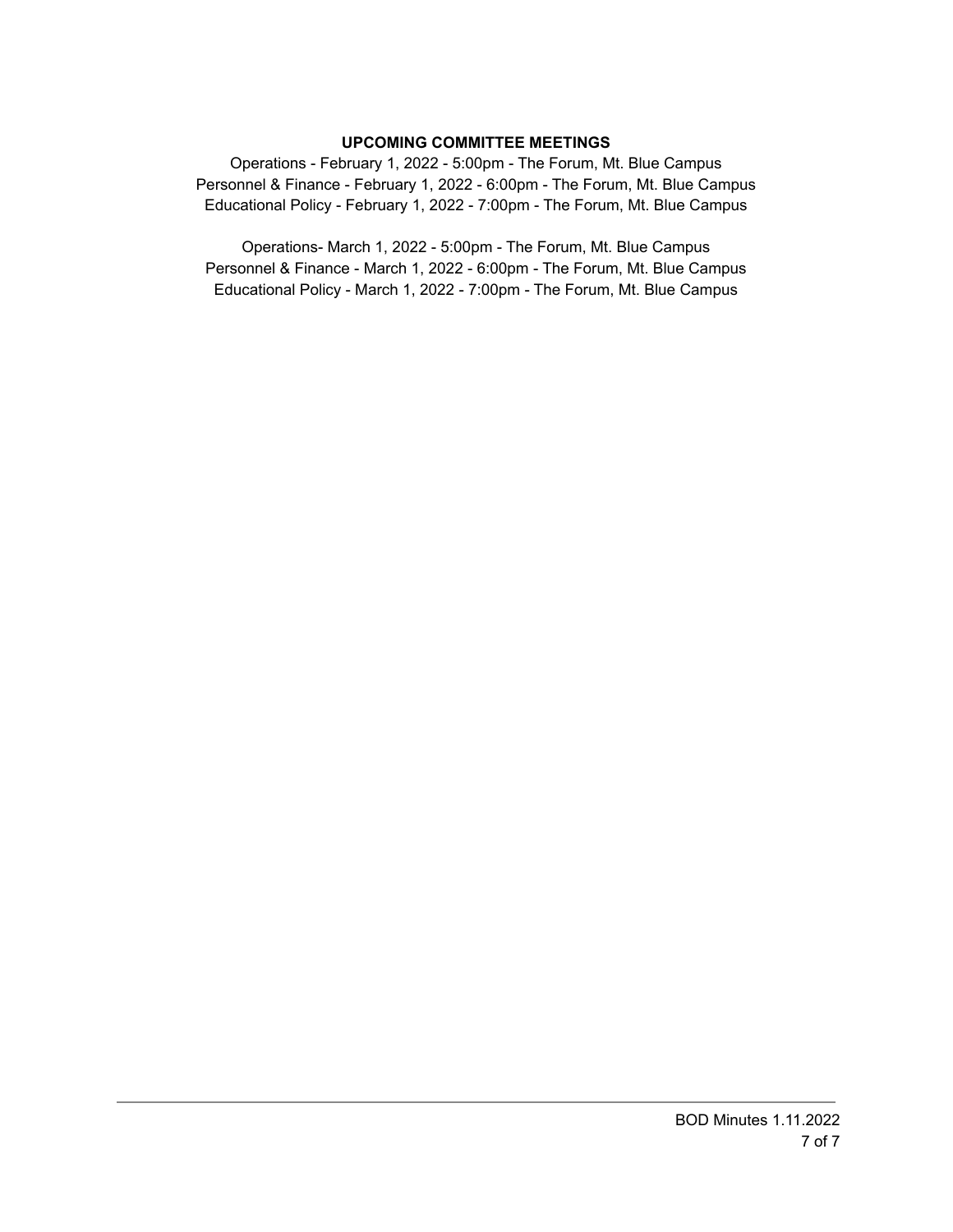**UPCOMING COMMITTEE MEETINGS**

Operations - February 1, 2022 - 5:00pm - The Forum, Mt. Blue Campus
Personnel & Finance - February 1, 2022 - 6:00pm - The Forum, Mt. Blue Campus
Educational Policy - February 1, 2022 - 7:00pm - The Forum, Mt. Blue Campus

Operations- March 1, 2022 - 5:00pm - The Forum, Mt. Blue Campus
Personnel & Finance - March 1, 2022 - 6:00pm - The Forum, Mt. Blue Campus
Educational Policy - March 1, 2022 - 7:00pm - The Forum, Mt. Blue Campus